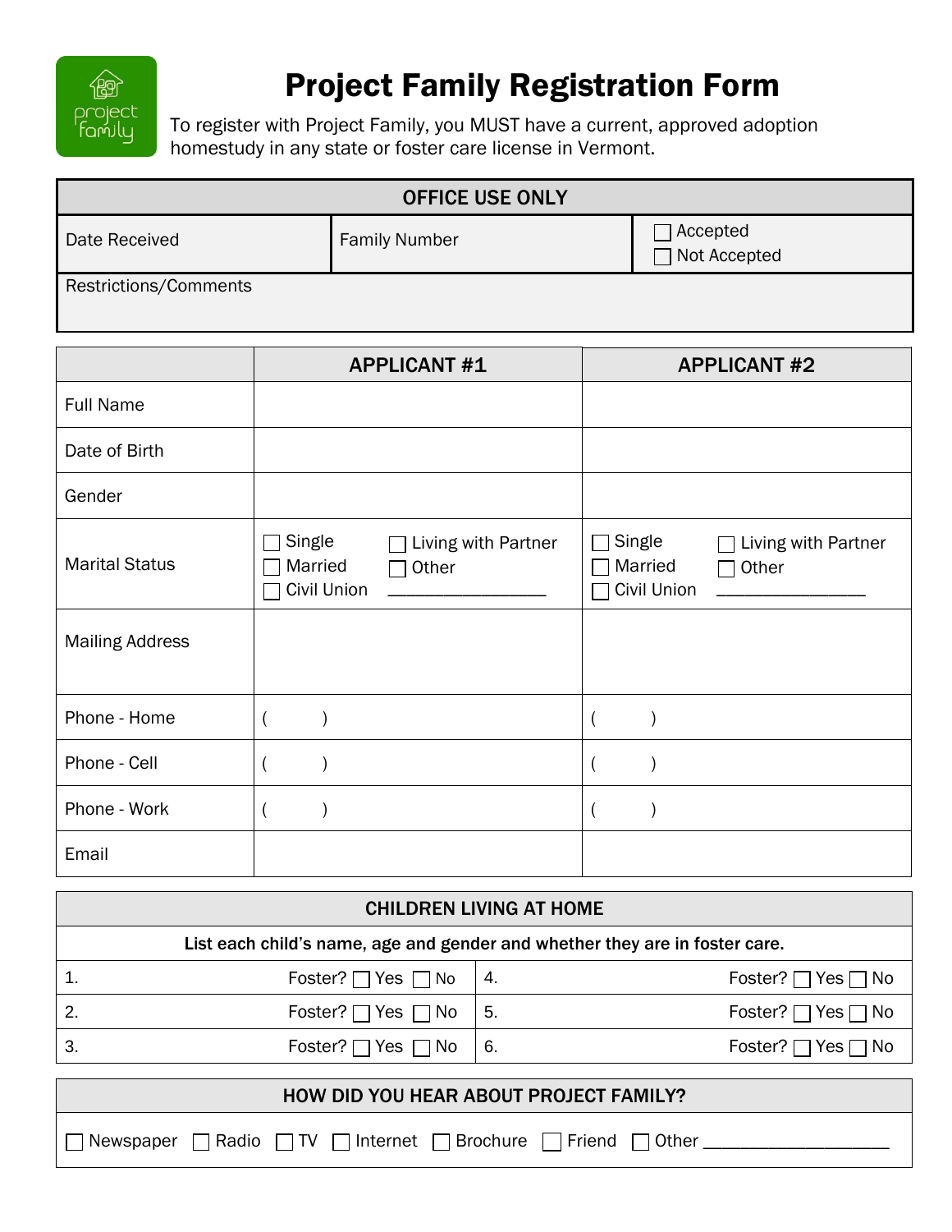# Project Family Registration Form

To register with Project Family, you MUST have a current, approved adoption homestudy in any state or foster care license in Vermont.

| OFFICE USE ONLY | | |
|---|---|---|
| Date Received | Family Number | ☐ Accepted<br>☐ Not Accepted |
| Restrictions/Comments | | |

| | APPLICANT #1 | APPLICANT #2 |
|---|---|---|
| Full Name | | |
| Date of Birth | | |
| Gender | | |
| Marital Status | ☐ Single ☐ Living with Partner<br>☐ Married ☐ Other<br>☐ Civil Union ________________ | ☐ Single ☐ Living with Partner<br>☐ Married ☐ Other<br>☐ Civil Union ________________ |
| Mailing Address | | |
| Phone - Home | ( ) | ( ) |
| Phone - Cell | ( ) | ( ) |
| Phone - Work | ( ) | ( ) |
| Email | | |

| CHILDREN LIVING AT HOME | |
|---|---|
| List each child's name, age and gender and whether they are in foster care. | |
| 1. Foster? ☐ Yes ☐ No | 4. Foster? ☐ Yes ☐ No |
| 2. Foster? ☐ Yes ☐ No | 5. Foster? ☐ Yes ☐ No |
| 3. Foster? ☐ Yes ☐ No | 6. Foster? ☐ Yes ☐ No |

| HOW DID YOU HEAR ABOUT PROJECT FAMILY? |
|---|
| ☐ Newspaper ☐ Radio ☐ TV ☐ Internet ☐ Brochure ☐ Friend ☐ Other ___________________ |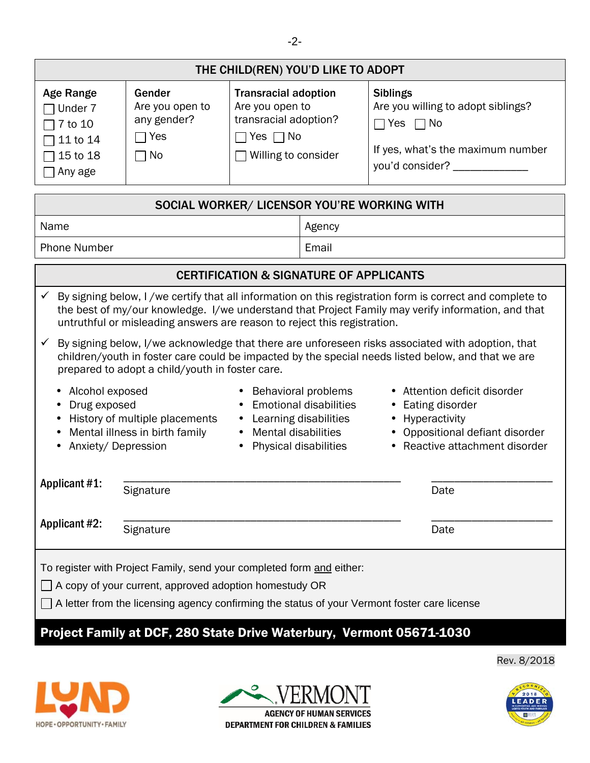## THE CHILD(REN) YOU'D LIKE TO ADOPT

| Age Range | Gender | Transracial adoption | Siblings |
|---|---|---|---|
| ☐ Under 7<br>☐ 7 to 10<br>☐ 11 to 14<br>☐ 15 to 18<br>☐ Any age | Are you open to any gender?<br>☐ Yes<br>☐ No | Are you open to transracial adoption?<br>☐ Yes ☐ No<br>☐ Willing to consider | Are you willing to adopt siblings?<br>☐ Yes ☐ No<br>If yes, what's the maximum number you'd consider? ____________ |

## SOCIAL WORKER/ LICENSOR YOU'RE WORKING WITH

| | |
|---|---|
| Name | Agency |
| Phone Number | Email |

## CERTIFICATION & SIGNATURE OF APPLICANTS

✓ By signing below, I /we certify that all information on this registration form is correct and complete to the best of my/our knowledge. I/we understand that Project Family may verify information, and that untruthful or misleading answers are reason to reject this registration.

✓ By signing below, I/we acknowledge that there are unforeseen risks associated with adoption, that children/youth in foster care could be impacted by the special needs listed below, and that we are prepared to adopt a child/youth in foster care.

- Alcohol exposed
- Drug exposed
- History of multiple placements
- Mental illness in birth family
- Anxiety/ Depression
- Behavioral problems
- Emotional disabilities
- Learning disabilities
- Mental disabilities
- Physical disabilities
- Attention deficit disorder
- Eating disorder
- Hyperactivity
- Oppositional defiant disorder
- Reactive attachment disorder

**Applicant #1:** ________________________________________ Signature ____________________ Date

**Applicant #2:** ________________________________________ Signature ____________________ Date

To register with Project Family, send your completed form and either:

☐ A copy of your current, approved adoption homestudy OR

☐ A letter from the licensing agency confirming the status of your Vermont foster care license

**Project Family at DCF, 280 State Drive Waterbury, Vermont 05671-1030**

Rev. 8/2018

LUND HOPE • OPPORTUNITY • FAMILY

VERMONT AGENCY OF HUMAN SERVICES DEPARTMENT FOR CHILDREN & FAMILIES

2018 LEADER